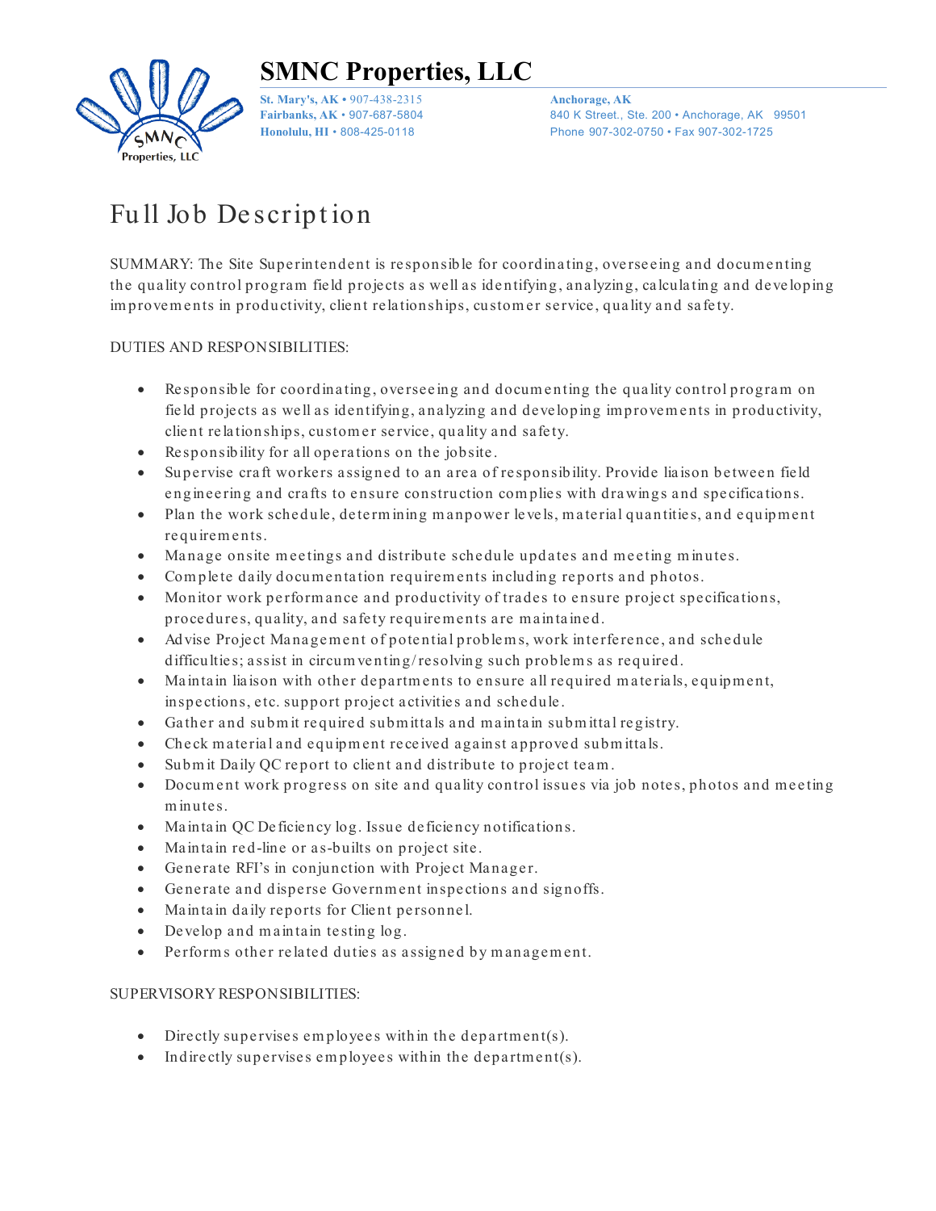# SMNC Properties, LLC

**St. Mary's, AK** • 907-438-2315
**Fairbanks, AK** • 907-687-5804
**Honolulu, HI** • 808-425-0118

**Anchorage, AK**
840 K Street., Ste. 200 • Anchorage, AK 99501
Phone 907-302-0750 • Fax 907-302-1725

## Full Job Description

SUMMARY: The Site Superintendent is responsible for coordinating, overseeing and documenting the quality control program field projects as well as identifying, analyzing, calculating and developing improvements in productivity, client relationships, customer service, quality and safety.

DUTIES AND RESPONSIBILITIES:

- Responsible for coordinating, overseeing and documenting the quality control program on field projects as well as identifying, analyzing and developing improvements in productivity, client relationships, customer service, quality and safety.
- Responsibility for all operations on the jobsite.
- Supervise craft workers assigned to an area of responsibility. Provide liaison between field engineering and crafts to ensure construction complies with drawings and specifications.
- Plan the work schedule, determining manpower levels, material quantities, and equipment requirements.
- Manage onsite meetings and distribute schedule updates and meeting minutes.
- Complete daily documentation requirements including reports and photos.
- Monitor work performance and productivity of trades to ensure project specifications, procedures, quality, and safety requirements are maintained.
- Advise Project Management of potential problems, work interference, and schedule difficulties; assist in circumventing/resolving such problems as required.
- Maintain liaison with other departments to ensure all required materials, equipment, inspections, etc. support project activities and schedule.
- Gather and submit required submittals and maintain submittal registry.
- Check material and equipment received against approved submittals.
- Submit Daily QC report to client and distribute to project team.
- Document work progress on site and quality control issues via job notes, photos and meeting minutes.
- Maintain QC Deficiency log. Issue deficiency notifications.
- Maintain red-line or as-builts on project site.
- Generate RFI's in conjunction with Project Manager.
- Generate and disperse Government inspections and signoffs.
- Maintain daily reports for Client personnel.
- Develop and maintain testing log.
- Performs other related duties as assigned by management.

SUPERVISORY RESPONSIBILITIES:

- Directly supervises employees within the department(s).
- Indirectly supervises employees within the department(s).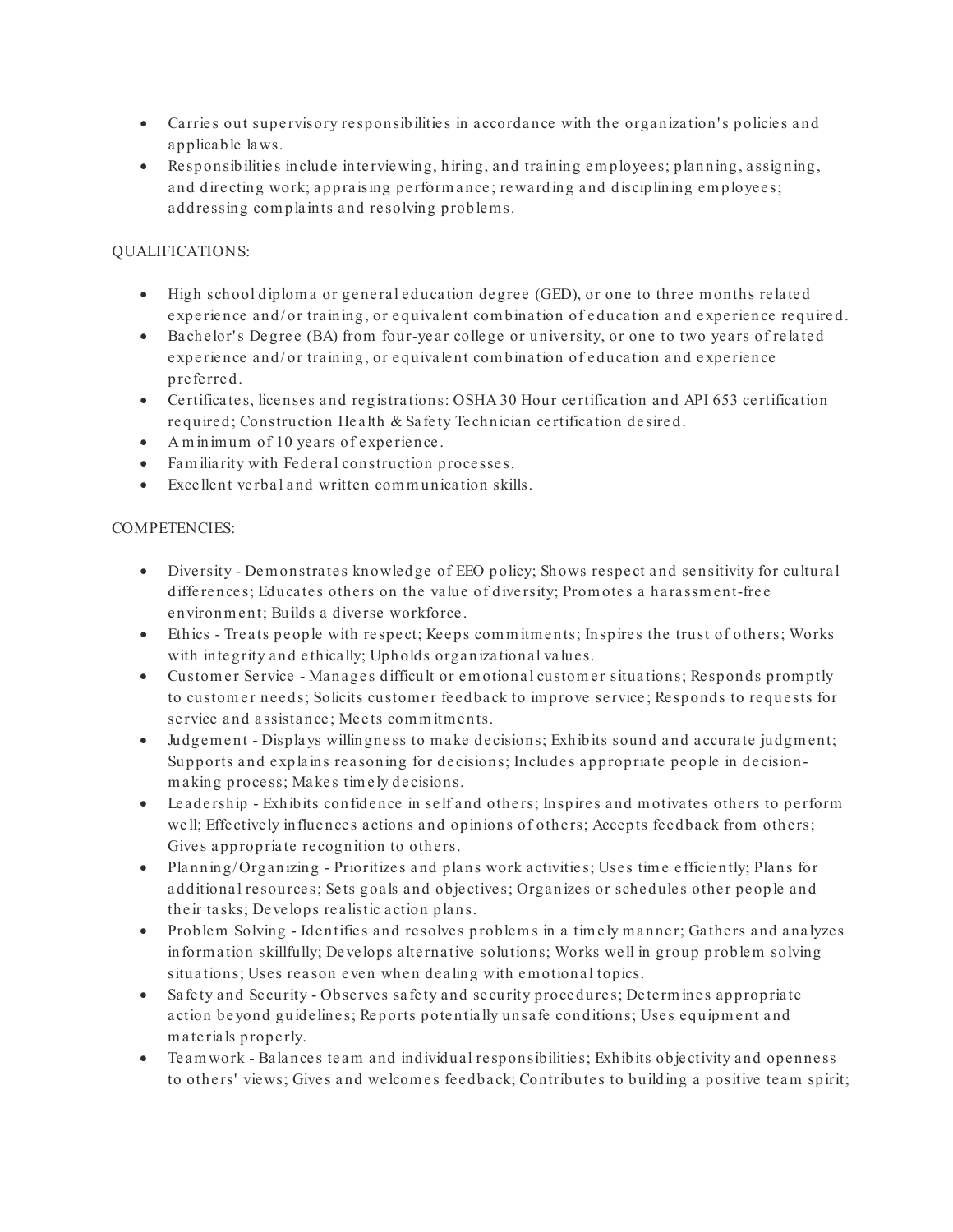- Carries out supervisory responsibilities in accordance with the organization's policies and applicable laws.
- Responsibilities include interviewing, hiring, and training employees; planning, assigning, and directing work; appraising performance; rewarding and disciplining employees; addressing complaints and resolving problems.

QUALIFICATIONS:

- High school diploma or general education degree (GED), or one to three months related experience and/or training, or equivalent combination of education and experience required.
- Bachelor's Degree (BA) from four-year college or university, or one to two years of related experience and/or training, or equivalent combination of education and experience preferred.
- Certificates, licenses and registrations: OSHA 30 Hour certification and API 653 certification required; Construction Health & Safety Technician certification desired.
- A minimum of 10 years of experience.
- Familiarity with Federal construction processes.
- Excellent verbal and written communication skills.

COMPETENCIES:

- Diversity - Demonstrates knowledge of EEO policy; Shows respect and sensitivity for cultural differences; Educates others on the value of diversity; Promotes a harassment-free environment; Builds a diverse workforce.
- Ethics - Treats people with respect; Keeps commitments; Inspires the trust of others; Works with integrity and ethically; Upholds organizational values.
- Customer Service - Manages difficult or emotional customer situations; Responds promptly to customer needs; Solicits customer feedback to improve service; Responds to requests for service and assistance; Meets commitments.
- Judgement - Displays willingness to make decisions; Exhibits sound and accurate judgment; Supports and explains reasoning for decisions; Includes appropriate people in decision-making process; Makes timely decisions.
- Leadership - Exhibits confidence in self and others; Inspires and motivates others to perform well; Effectively influences actions and opinions of others; Accepts feedback from others; Gives appropriate recognition to others.
- Planning/Organizing - Prioritizes and plans work activities; Uses time efficiently; Plans for additional resources; Sets goals and objectives; Organizes or schedules other people and their tasks; Develops realistic action plans.
- Problem Solving - Identifies and resolves problems in a timely manner; Gathers and analyzes information skillfully; Develops alternative solutions; Works well in group problem solving situations; Uses reason even when dealing with emotional topics.
- Safety and Security - Observes safety and security procedures; Determines appropriate action beyond guidelines; Reports potentially unsafe conditions; Uses equipment and materials properly.
- Teamwork - Balances team and individual responsibilities; Exhibits objectivity and openness to others' views; Gives and welcomes feedback; Contributes to building a positive team spirit;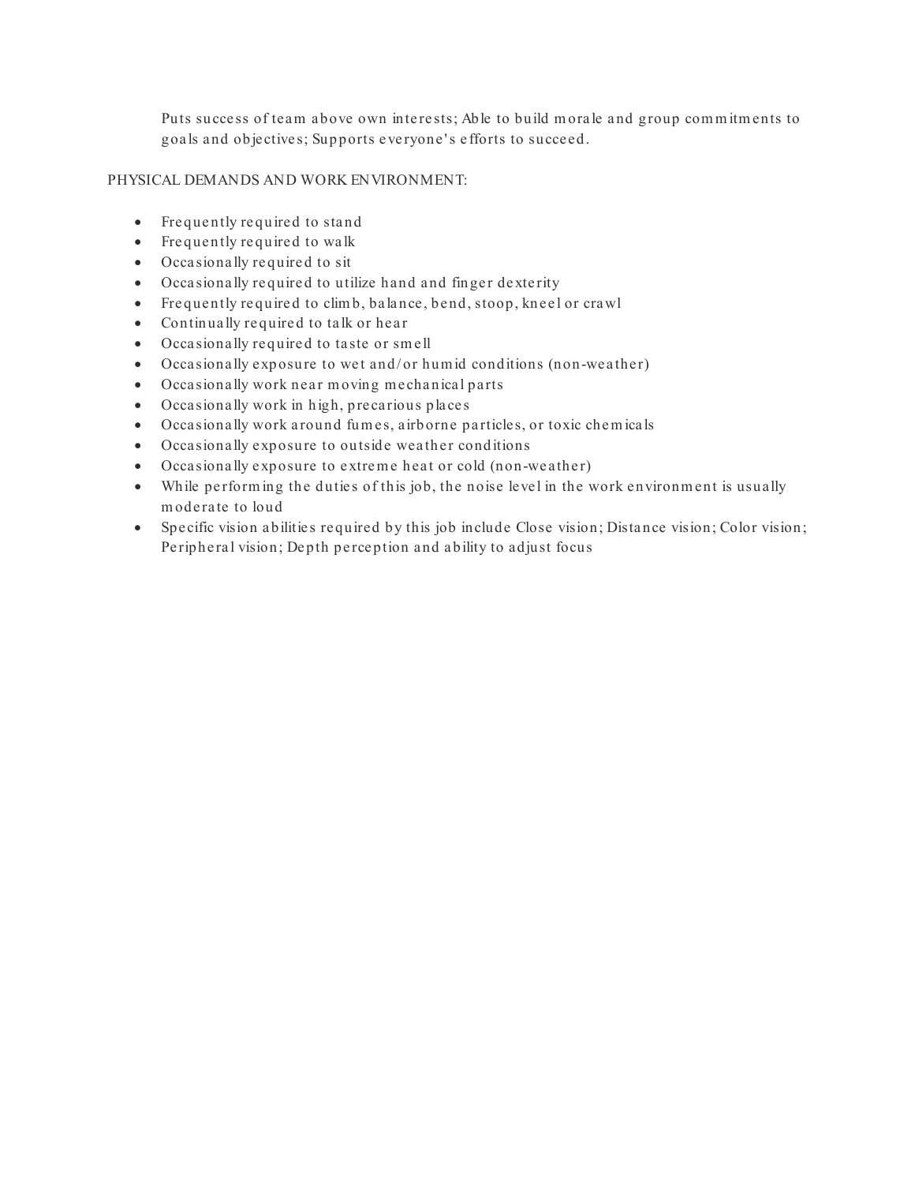Puts success of team above own interests; Able to build morale and group commitments to goals and objectives; Supports everyone's efforts to succeed.

PHYSICAL DEMANDS AND WORK ENVIRONMENT:

- Frequently required to stand
- Frequently required to walk
- Occasionally required to sit
- Occasionally required to utilize hand and finger dexterity
- Frequently required to climb, balance, bend, stoop, kneel or crawl
- Continually required to talk or hear
- Occasionally required to taste or smell
- Occasionally exposure to wet and/or humid conditions (non-weather)
- Occasionally work near moving mechanical parts
- Occasionally work in high, precarious places
- Occasionally work around fumes, airborne particles, or toxic chemicals
- Occasionally exposure to outside weather conditions
- Occasionally exposure to extreme heat or cold (non-weather)
- While performing the duties of this job, the noise level in the work environment is usually moderate to loud
- Specific vision abilities required by this job include Close vision; Distance vision; Color vision; Peripheral vision; Depth perception and ability to adjust focus